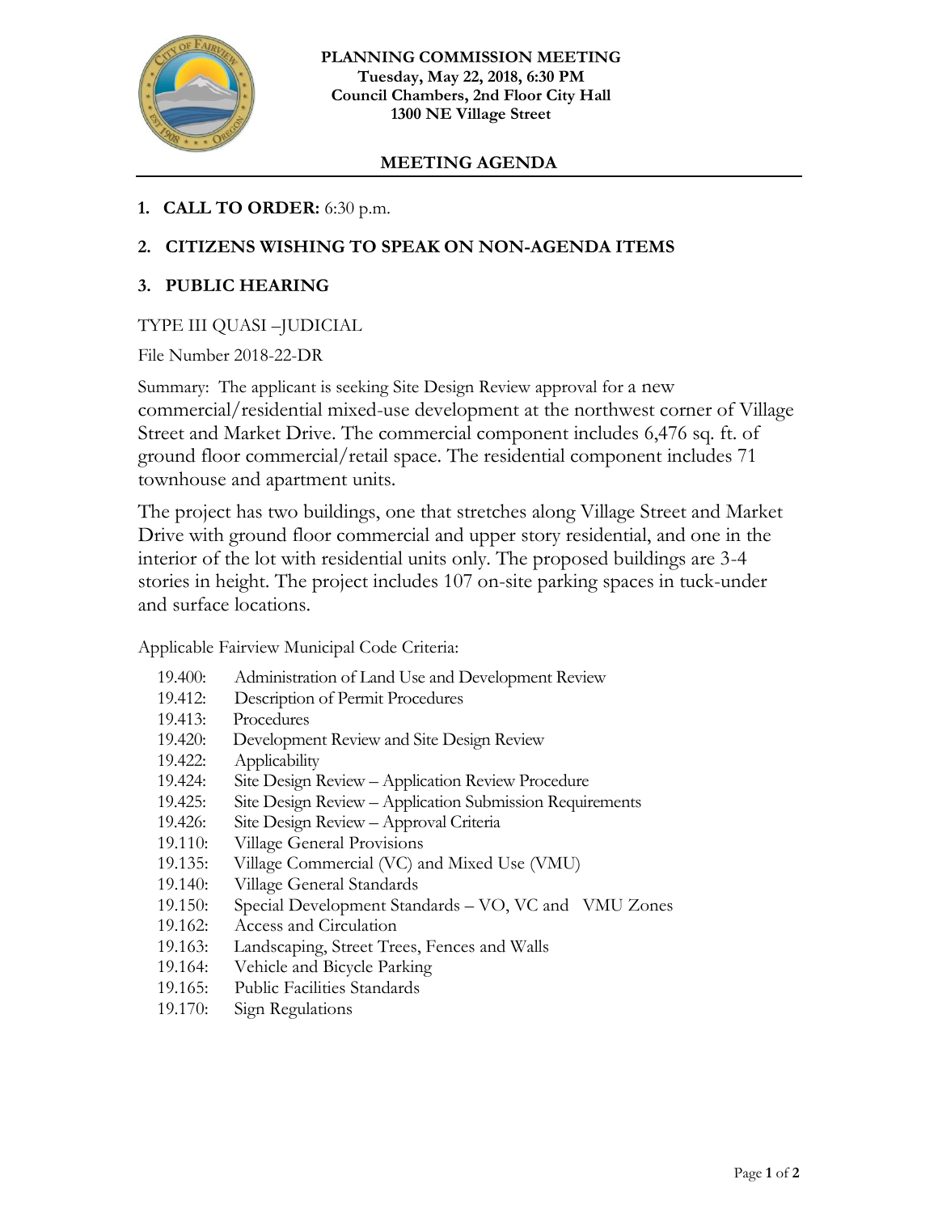**PLANNING COMMISSION MEETING**
**Tuesday, May 22, 2018, 6:30 PM**
**Council Chambers, 2nd Floor City Hall**
**1300 NE Village Street**

## MEETING AGENDA

1. **CALL TO ORDER:** 6:30 p.m.

2. **CITIZENS WISHING TO SPEAK ON NON-AGENDA ITEMS**

3. **PUBLIC HEARING**

TYPE III QUASI –JUDICIAL

File Number 2018-22-DR

Summary: The applicant is seeking Site Design Review approval for a new commercial/residential mixed-use development at the northwest corner of Village Street and Market Drive. The commercial component includes 6,476 sq. ft. of ground floor commercial/retail space. The residential component includes 71 townhouse and apartment units.

The project has two buildings, one that stretches along Village Street and Market Drive with ground floor commercial and upper story residential, and one in the interior of the lot with residential units only. The proposed buildings are 3-4 stories in height. The project includes 107 on-site parking spaces in tuck-under and surface locations.

Applicable Fairview Municipal Code Criteria:

- 19.400: Administration of Land Use and Development Review
- 19.412: Description of Permit Procedures
- 19.413: Procedures
- 19.420: Development Review and Site Design Review
- 19.422: Applicability
- 19.424: Site Design Review – Application Review Procedure
- 19.425: Site Design Review – Application Submission Requirements
- 19.426: Site Design Review – Approval Criteria
- 19.110: Village General Provisions
- 19.135: Village Commercial (VC) and Mixed Use (VMU)
- 19.140: Village General Standards
- 19.150: Special Development Standards – VO, VC and VMU Zones
- 19.162: Access and Circulation
- 19.163: Landscaping, Street Trees, Fences and Walls
- 19.164: Vehicle and Bicycle Parking
- 19.165: Public Facilities Standards
- 19.170: Sign Regulations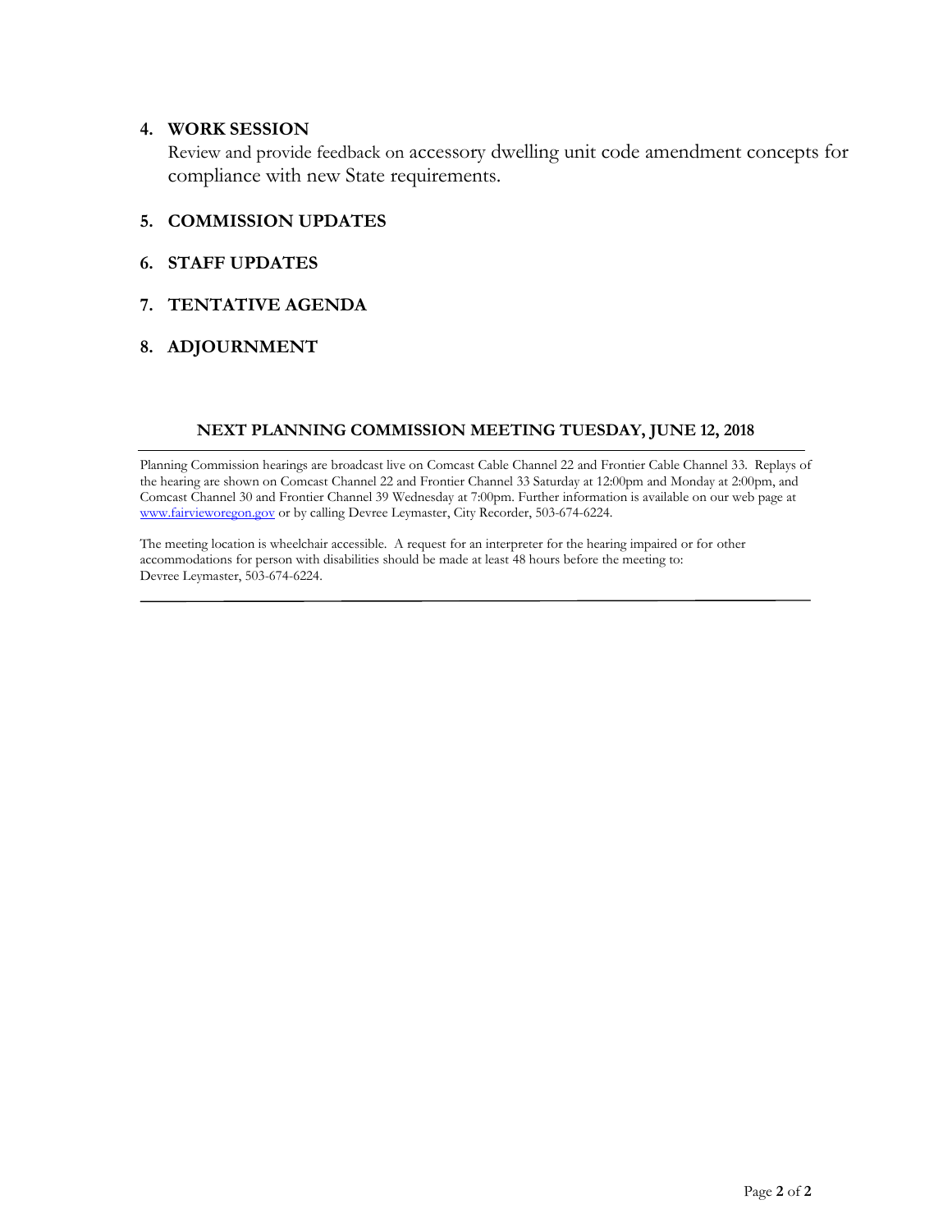**4. WORK SESSION**

Review and provide feedback on accessory dwelling unit code amendment concepts for compliance with new State requirements.

**5. COMMISSION UPDATES**

**6. STAFF UPDATES**

**7. TENTATIVE AGENDA**

**8. ADJOURNMENT**

**NEXT PLANNING COMMISSION MEETING TUESDAY, JUNE 12, 2018**

---

Planning Commission hearings are broadcast live on Comcast Cable Channel 22 and Frontier Cable Channel 33. Replays of the hearing are shown on Comcast Channel 22 and Frontier Channel 33 Saturday at 12:00pm and Monday at 2:00pm, and Comcast Channel 30 and Frontier Channel 39 Wednesday at 7:00pm. Further information is available on our web page at www.fairvieworegon.gov or by calling Devree Leymaster, City Recorder, 503-674-6224.

The meeting location is wheelchair accessible. A request for an interpreter for the hearing impaired or for other accommodations for person with disabilities should be made at least 48 hours before the meeting to: Devree Leymaster, 503-674-6224.

---